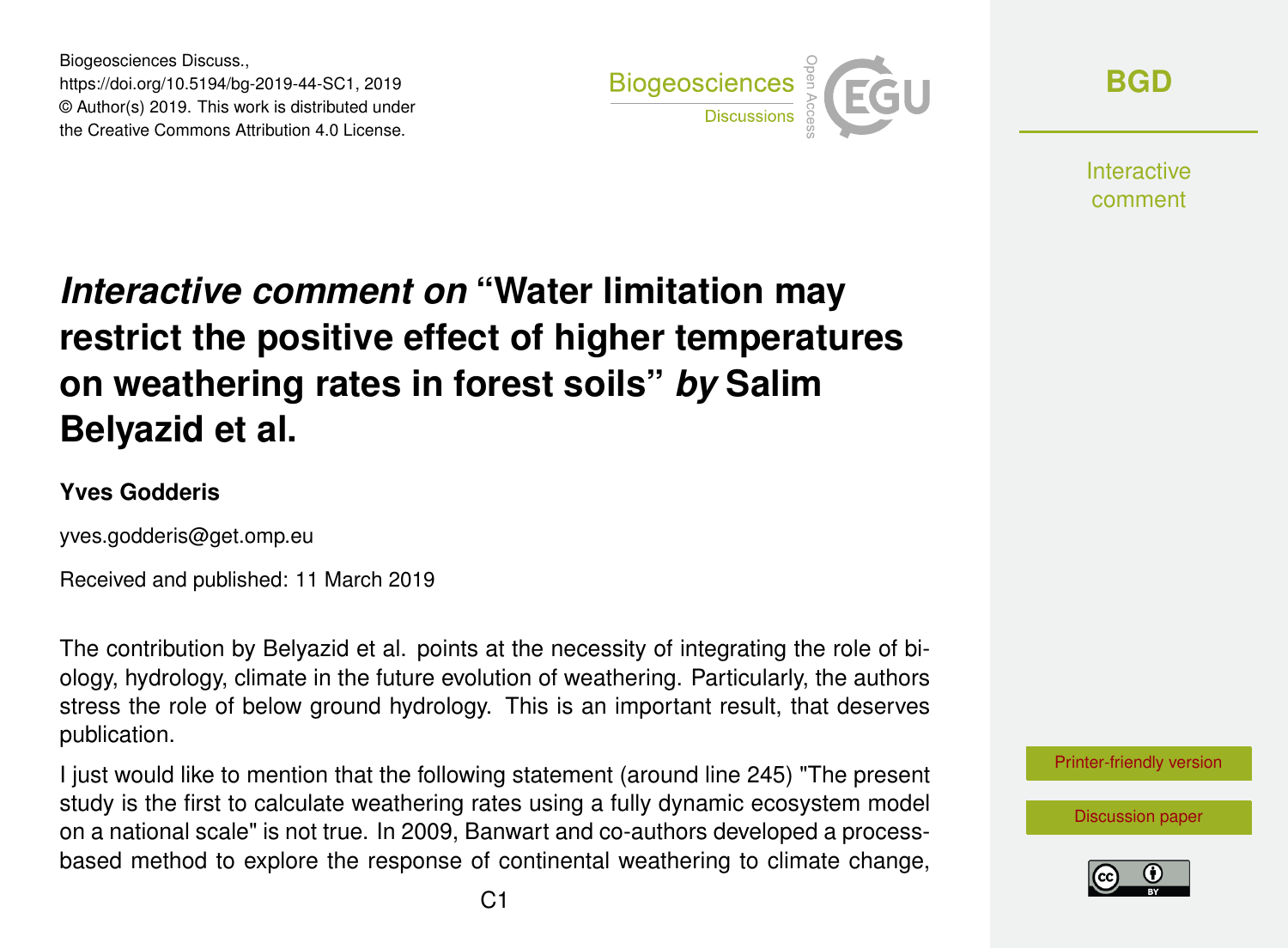# *Interactive comment on* "Water limitation may restrict the positive effect of higher temperatures on weathering rates in forest soils" *by* Salim Belyazid et al.

**Yves Godderis**

yves.godderis@get.omp.eu

Received and published: 11 March 2019

The contribution by Belyazid et al. points at the necessity of integrating the role of biology, hydrology, climate in the future evolution of weathering. Particularly, the authors stress the role of below ground hydrology. This is an important result, that deserves publication.

I just would like to mention that the following statement (around line 245) "The present study is the first to calculate weathering rates using a fully dynamic ecosystem model on a national scale" is not true. In 2009, Banwart and co-authors developed a process-based method to explore the response of continental weathering to climate change,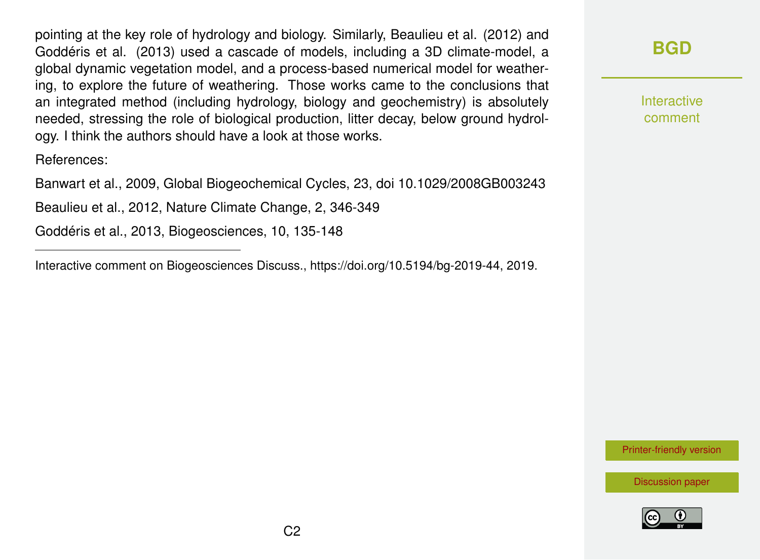pointing at the key role of hydrology and biology. Similarly, Beaulieu et al. (2012) and Goddéris et al. (2013) used a cascade of models, including a 3D climate-model, a global dynamic vegetation model, and a process-based numerical model for weathering, to explore the future of weathering. Those works came to the conclusions that an integrated method (including hydrology, biology and geochemistry) is absolutely needed, stressing the role of biological production, litter decay, below ground hydrology. I think the authors should have a look at those works.

References:

Banwart et al., 2009, Global Biogeochemical Cycles, 23, doi 10.1029/2008GB003243

Beaulieu et al., 2012, Nature Climate Change, 2, 346-349

Goddéris et al., 2013, Biogeosciences, 10, 135-148

---

Interactive comment on Biogeosciences Discuss., https://doi.org/10.5194/bg-2019-44, 2019.